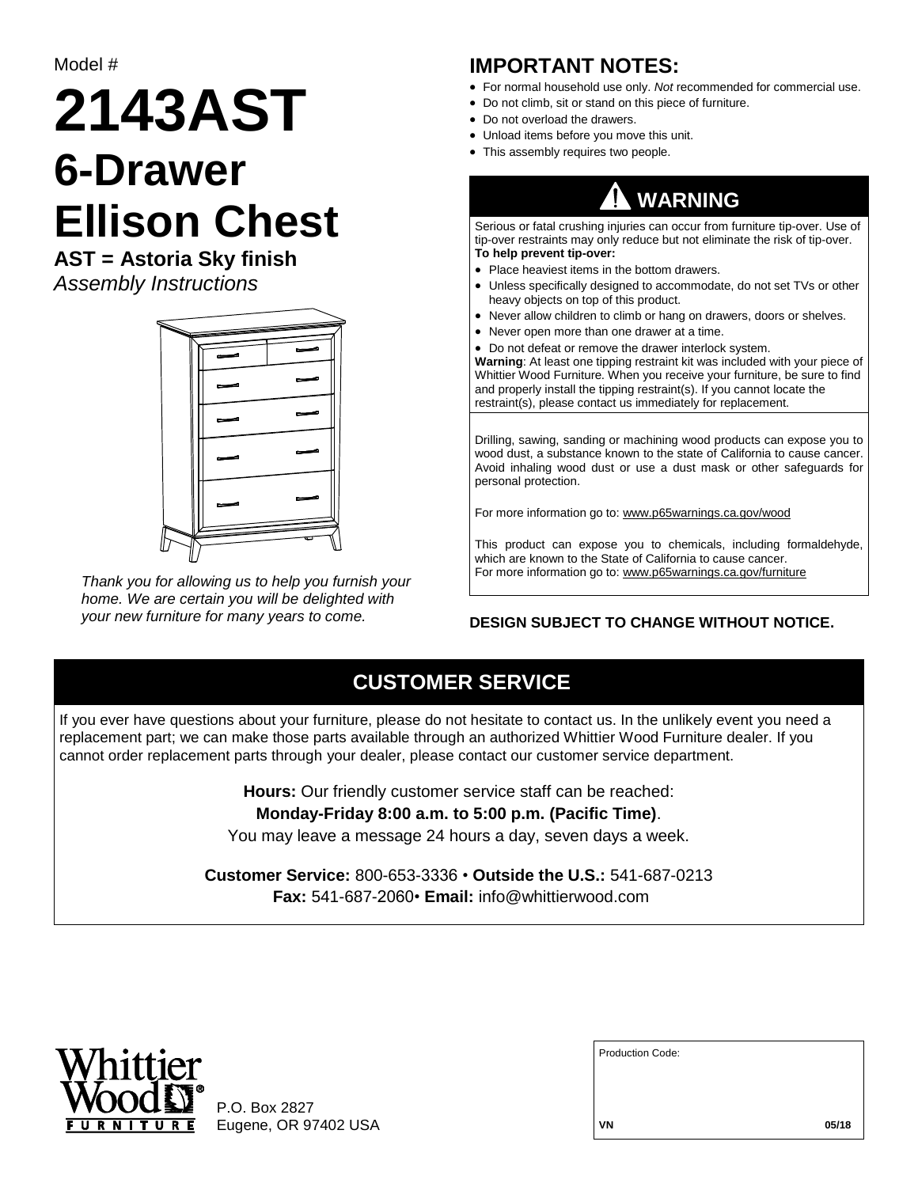Model #

# 2143AST

# 6-Drawer Ellison Chest

**AST = Astoria Sky finish**

*Assembly Instructions*

*Thank you for allowing us to help you furnish your home. We are certain you will be delighted with your new furniture for many years to come.*

## IMPORTANT NOTES:

- For normal household use only. *Not* recommended for commercial use.
- Do not climb, sit or stand on this piece of furniture.
- Do not overload the drawers.
- Unload items before you move this unit.
- This assembly requires two people.

## ⚠ WARNING

Serious or fatal crushing injuries can occur from furniture tip-over. Use of tip-over restraints may only reduce but not eliminate the risk of tip-over.
**To help prevent tip-over:**

- Place heaviest items in the bottom drawers.
- Unless specifically designed to accommodate, do not set TVs or other heavy objects on top of this product.
- Never allow children to climb or hang on drawers, doors or shelves.
- Never open more than one drawer at a time.
- Do not defeat or remove the drawer interlock system.

**Warning**: At least one tipping restraint kit was included with your piece of Whittier Wood Furniture. When you receive your furniture, be sure to find and properly install the tipping restraint(s). If you cannot locate the restraint(s), please contact us immediately for replacement.

Drilling, sawing, sanding or machining wood products can expose you to wood dust, a substance known to the state of California to cause cancer. Avoid inhaling wood dust or use a dust mask or other safeguards for personal protection.

For more information go to: www.p65warnings.ca.gov/wood

This product can expose you to chemicals, including formaldehyde, which are known to the State of California to cause cancer.
For more information go to: www.p65warnings.ca.gov/furniture

**DESIGN SUBJECT TO CHANGE WITHOUT NOTICE.**

## CUSTOMER SERVICE

If you ever have questions about your furniture, please do not hesitate to contact us. In the unlikely event you need a replacement part; we can make those parts available through an authorized Whittier Wood Furniture dealer. If you cannot order replacement parts through your dealer, please contact our customer service department.

**Hours:** Our friendly customer service staff can be reached:
**Monday-Friday 8:00 a.m. to 5:00 p.m. (Pacific Time)**.
You may leave a message 24 hours a day, seven days a week.

**Customer Service:** 800-653-3336 • **Outside the U.S.:** 541-687-0213
**Fax:** 541-687-2060• **Email:** info@whittierwood.com

Whittier Wood® FURNITURE

P.O. Box 2827
Eugene, OR 97402 USA

Production Code:

**VN** **05/18**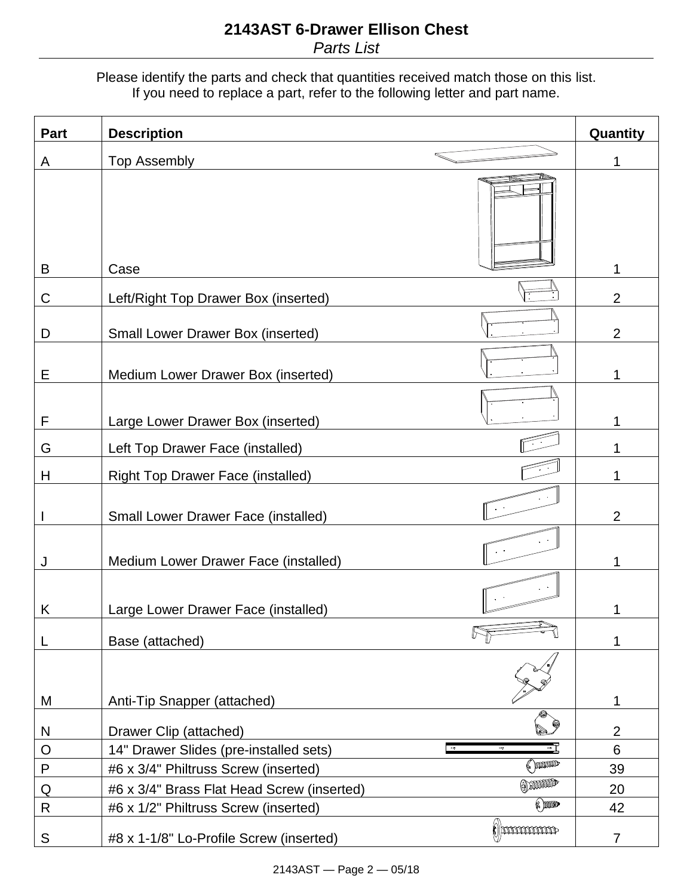# 2143AST 6-Drawer Ellison Chest

*Parts List*

Please identify the parts and check that quantities received match those on this list.
If you need to replace a part, refer to the following letter and part name.

| Part | Description | Quantity |
|---|---|---|
| A | Top Assembly | 1 |
| B | Case | 1 |
| C | Left/Right Top Drawer Box (inserted) | 2 |
| D | Small Lower Drawer Box (inserted) | 2 |
| E | Medium Lower Drawer Box (inserted) | 1 |
| F | Large Lower Drawer Box (inserted) | 1 |
| G | Left Top Drawer Face (installed) | 1 |
| H | Right Top Drawer Face (installed) | 1 |
| I | Small Lower Drawer Face (installed) | 2 |
| J | Medium Lower Drawer Face (installed) | 1 |
| K | Large Lower Drawer Face (installed) | 1 |
| L | Base (attached) | 1 |
| M | Anti-Tip Snapper (attached) | 1 |
| N | Drawer Clip (attached) | 2 |
| O | 14" Drawer Slides (pre-installed sets) | 6 |
| P | #6 x 3/4" Philtruss Screw (inserted) | 39 |
| Q | #6 x 3/4" Brass Flat Head Screw (inserted) | 20 |
| R | #6 x 1/2" Philtruss Screw (inserted) | 42 |
| S | #8 x 1-1/8" Lo-Profile Screw (inserted) | 7 |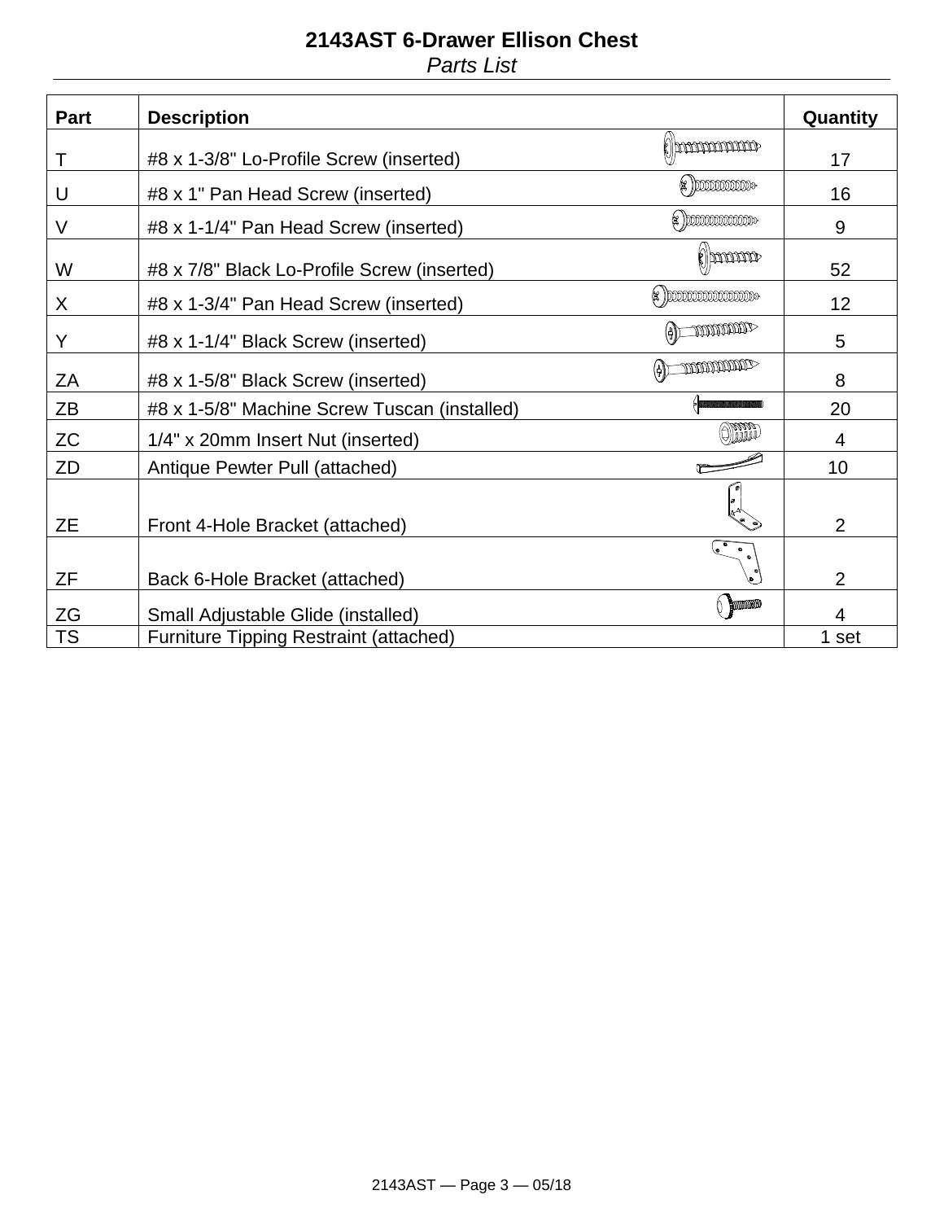# 2143AST 6-Drawer Ellison Chest

*Parts List*

| Part | Description | Quantity |
|---|---|---|
| T | #8 x 1-3/8" Lo-Profile Screw (inserted) | 17 |
| U | #8 x 1" Pan Head Screw (inserted) | 16 |
| V | #8 x 1-1/4" Pan Head Screw (inserted) | 9 |
| W | #8 x 7/8" Black Lo-Profile Screw (inserted) | 52 |
| X | #8 x 1-3/4" Pan Head Screw (inserted) | 12 |
| Y | #8 x 1-1/4" Black Screw (inserted) | 5 |
| ZA | #8 x 1-5/8" Black Screw (inserted) | 8 |
| ZB | #8 x 1-5/8" Machine Screw Tuscan (installed) | 20 |
| ZC | 1/4" x 20mm Insert Nut (inserted) | 4 |
| ZD | Antique Pewter Pull (attached) | 10 |
| ZE | Front 4-Hole Bracket (attached) | 2 |
| ZF | Back 6-Hole Bracket (attached) | 2 |
| ZG | Small Adjustable Glide (installed) | 4 |
| TS | Furniture Tipping Restraint (attached) | 1 set |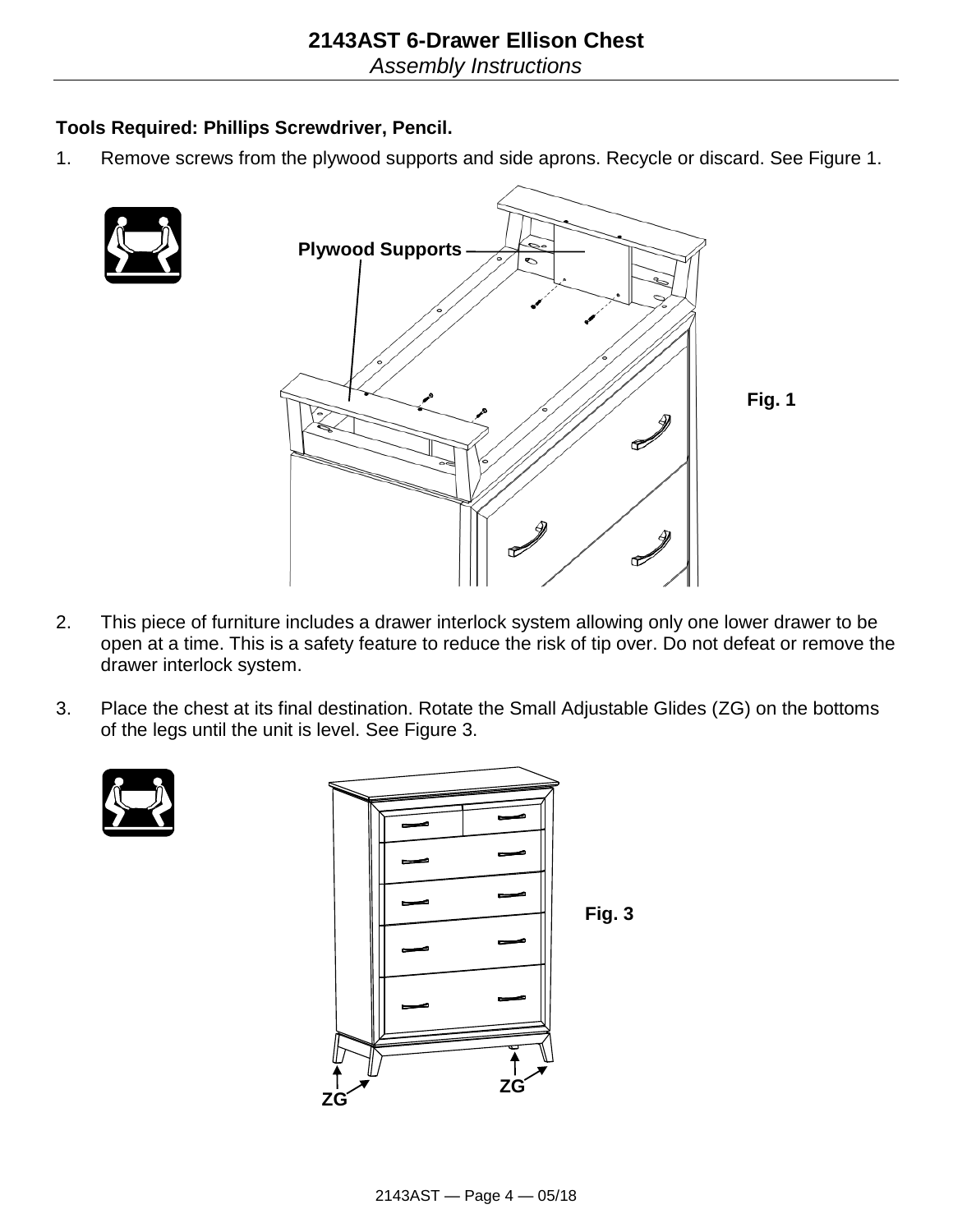# 2143AST 6-Drawer Ellison Chest

*Assembly Instructions*

**Tools Required: Phillips Screwdriver, Pencil.**

1. Remove screws from the plywood supports and side aprons. Recycle or discard. See Figure 1.

Plywood Supports

Fig. 1

2. This piece of furniture includes a drawer interlock system allowing only one lower drawer to be open at a time. This is a safety feature to reduce the risk of tip over. Do not defeat or remove the drawer interlock system.

3. Place the chest at its final destination. Rotate the Small Adjustable Glides (ZG) on the bottoms of the legs until the unit is level. See Figure 3.

Fig. 3

ZG ZG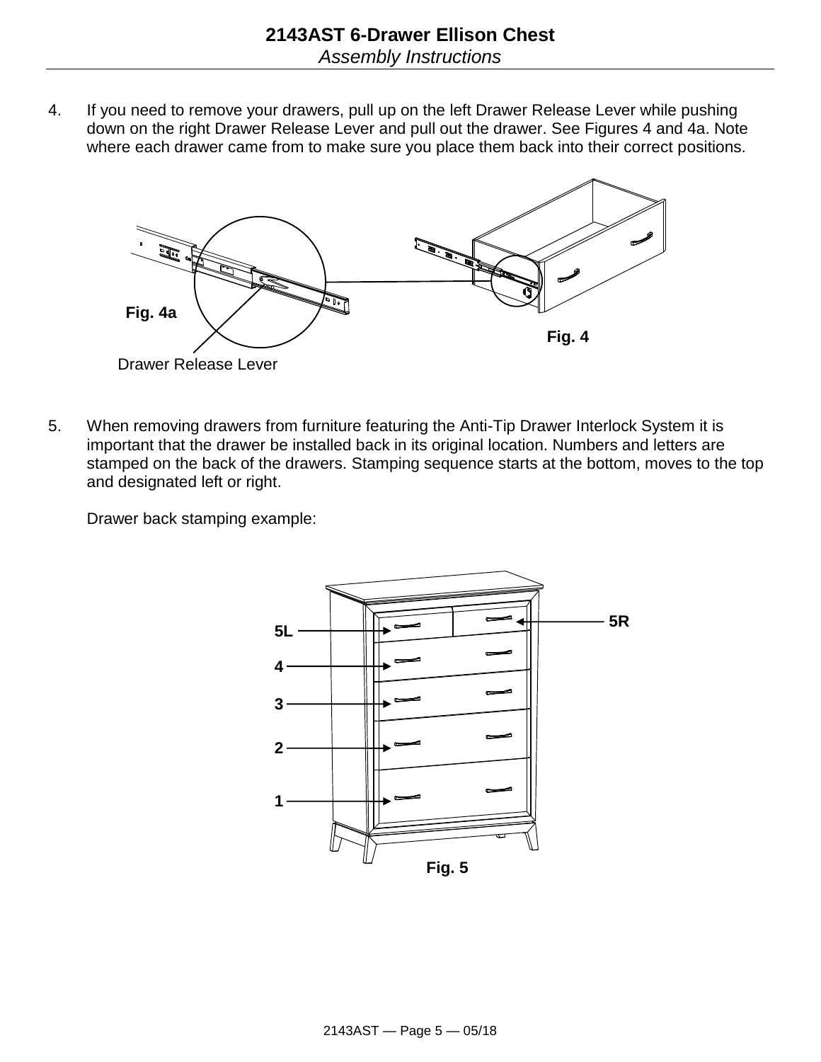4. If you need to remove your drawers, pull up on the left Drawer Release Lever while pushing down on the right Drawer Release Lever and pull out the drawer. See Figures 4 and 4a. Note where each drawer came from to make sure you place them back into their correct positions.

Fig. 4a

Drawer Release Lever

Fig. 4

5. When removing drawers from furniture featuring the Anti-Tip Drawer Interlock System it is important that the drawer be installed back in its original location. Numbers and letters are stamped on the back of the drawers. Stamping sequence starts at the bottom, moves to the top and designated left or right.

   Drawer back stamping example:

5L

5R

4

3

2

1

Fig. 5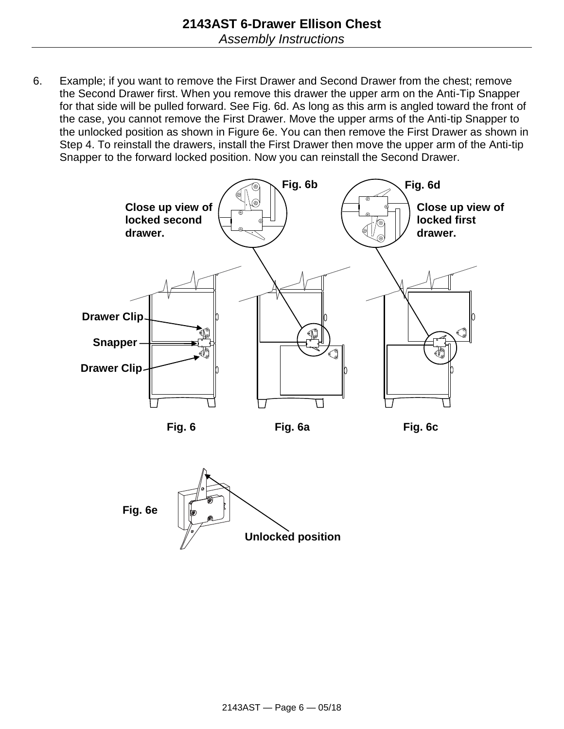6. Example; if you want to remove the First Drawer and Second Drawer from the chest; remove the Second Drawer first. When you remove this drawer the upper arm on the Anti-Tip Snapper for that side will be pulled forward. See Fig. 6d. As long as this arm is angled toward the front of the case, you cannot remove the First Drawer. Move the upper arms of the Anti-tip Snapper to the unlocked position as shown in Figure 6e. You can then remove the First Drawer as shown in Step 4. To reinstall the drawers, install the First Drawer then move the upper arm of the Anti-tip Snapper to the forward locked position. Now you can reinstall the Second Drawer.

**Fig. 6b** — **Close up view of locked second drawer.**

**Fig. 6d** — **Close up view of locked first drawer.**

**Drawer Clip**

**Snapper**

**Drawer Clip**

**Fig. 6** **Fig. 6a** **Fig. 6c**

**Fig. 6e**

**Unlocked position**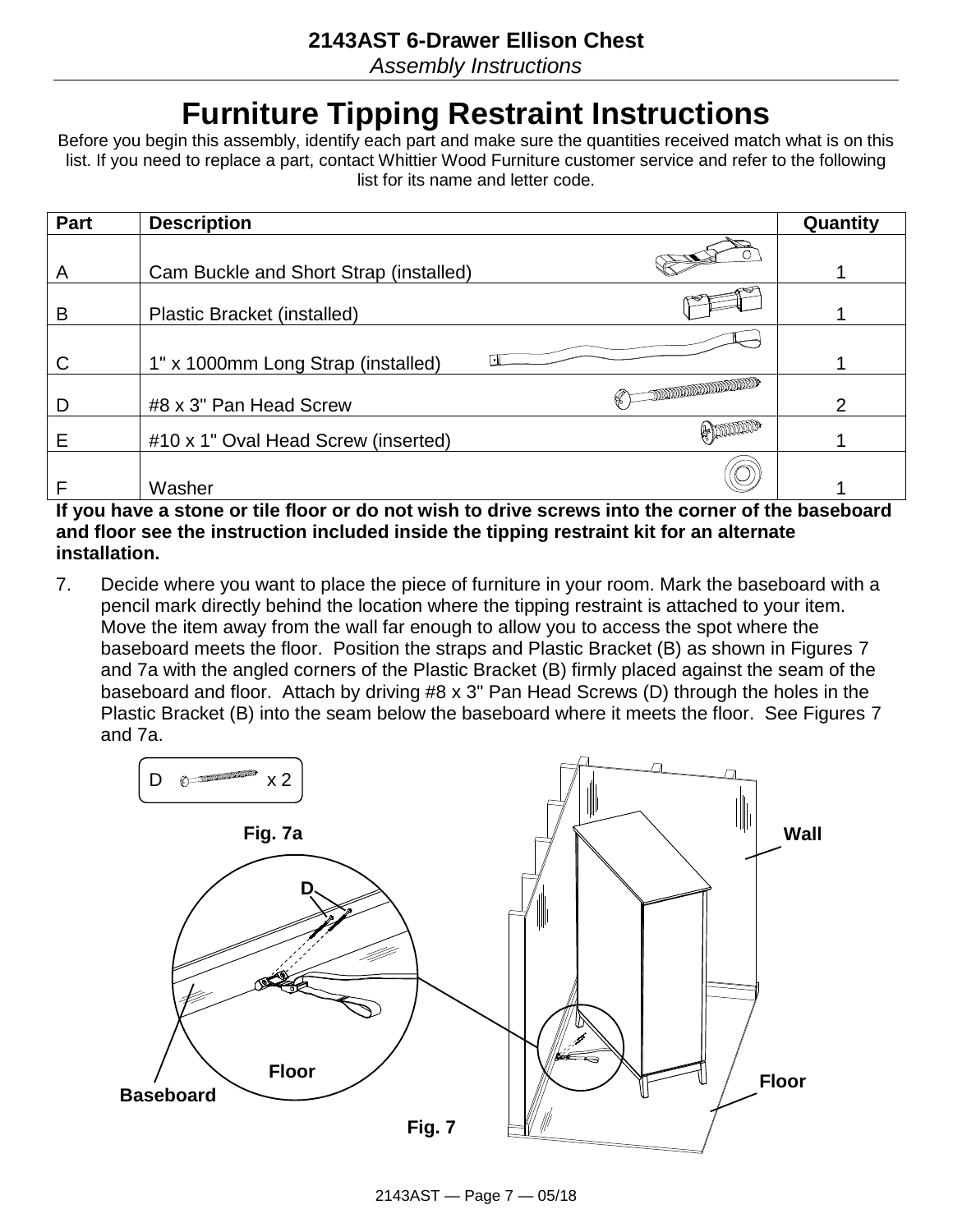**2143AST 6-Drawer Ellison Chest**

*Assembly Instructions*

# Furniture Tipping Restraint Instructions

Before you begin this assembly, identify each part and make sure the quantities received match what is on this list. If you need to replace a part, contact Whittier Wood Furniture customer service and refer to the following list for its name and letter code.

| Part | Description | Quantity |
|---|---|---|
| A | Cam Buckle and Short Strap (installed) | 1 |
| B | Plastic Bracket (installed) | 1 |
| C | 1" x 1000mm Long Strap (installed) | 1 |
| D | #8 x 3" Pan Head Screw | 2 |
| E | #10 x 1" Oval Head Screw (inserted) | 1 |
| F | Washer | 1 |

**If you have a stone or tile floor or do not wish to drive screws into the corner of the baseboard and floor see the instruction included inside the tipping restraint kit for an alternate installation.**

7. Decide where you want to place the piece of furniture in your room. Mark the baseboard with a pencil mark directly behind the location where the tipping restraint is attached to your item. Move the item away from the wall far enough to allow you to access the spot where the baseboard meets the floor. Position the straps and Plastic Bracket (B) as shown in Figures 7 and 7a with the angled corners of the Plastic Bracket (B) firmly placed against the seam of the baseboard and floor. Attach by driving #8 x 3" Pan Head Screws (D) through the holes in the Plastic Bracket (B) into the seam below the baseboard where it meets the floor. See Figures 7 and 7a.

D x 2

Fig. 7a

D

Floor

Baseboard

Wall

Floor

Fig. 7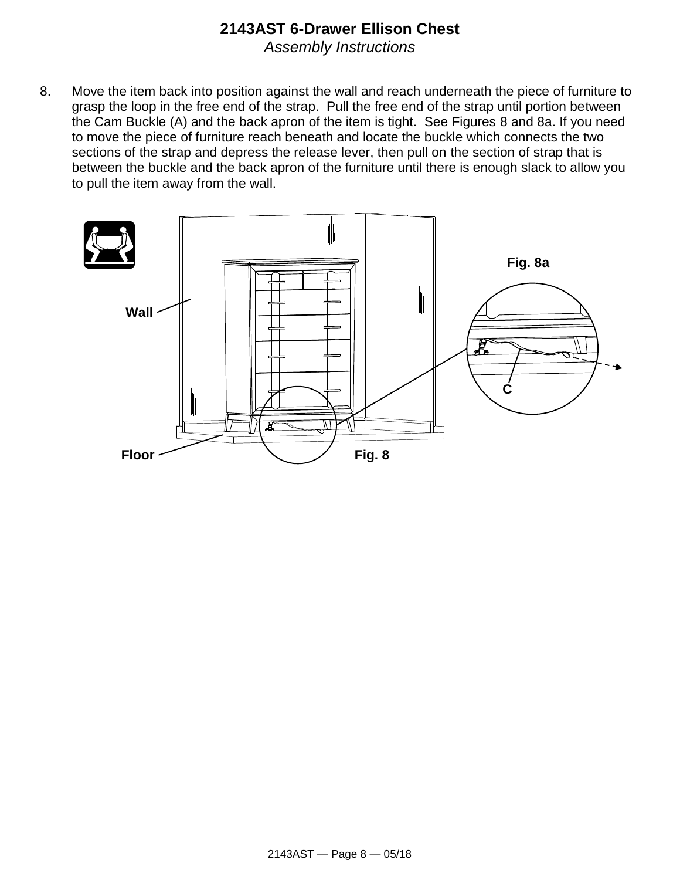8. Move the item back into position against the wall and reach underneath the piece of furniture to grasp the loop in the free end of the strap. Pull the free end of the strap until portion between the Cam Buckle (A) and the back apron of the item is tight. See Figures 8 and 8a. If you need to move the piece of furniture reach beneath and locate the buckle which connects the two sections of the strap and depress the release lever, then pull on the section of strap that is between the buckle and the back apron of the furniture until there is enough slack to allow you to pull the item away from the wall.

Fig. 8a

Wall

C

Floor

Fig. 8